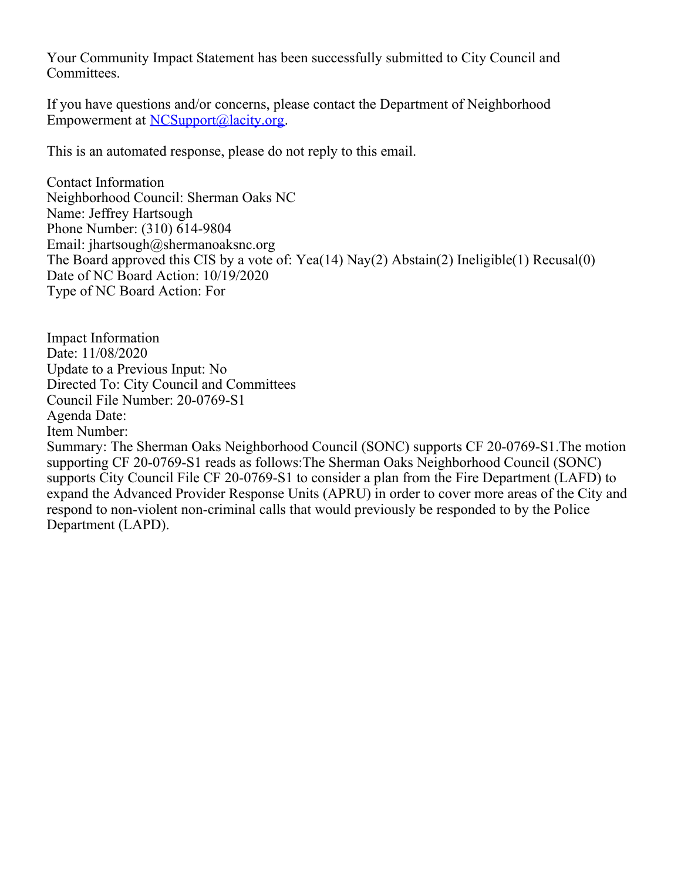Your Community Impact Statement has been successfully submitted to City Council and Committees.

If you have questions and/or concerns, please contact the Department of Neighborhood Empowerment at NCSupport@lacity.org.

This is an automated response, please do not reply to this email.

Contact Information
Neighborhood Council: Sherman Oaks NC
Name: Jeffrey Hartsough
Phone Number: (310) 614-9804
Email: jhartsough@shermanoaksnc.org
The Board approved this CIS by a vote of: Yea(14) Nay(2) Abstain(2) Ineligible(1) Recusal(0)
Date of NC Board Action: 10/19/2020
Type of NC Board Action: For

Impact Information
Date: 11/08/2020
Update to a Previous Input: No
Directed To: City Council and Committees
Council File Number: 20-0769-S1
Agenda Date:
Item Number:
Summary: The Sherman Oaks Neighborhood Council (SONC) supports CF 20-0769-S1.The motion supporting CF 20-0769-S1 reads as follows:The Sherman Oaks Neighborhood Council (SONC) supports City Council File CF 20-0769-S1 to consider a plan from the Fire Department (LAFD) to expand the Advanced Provider Response Units (APRU) in order to cover more areas of the City and respond to non-violent non-criminal calls that would previously be responded to by the Police Department (LAPD).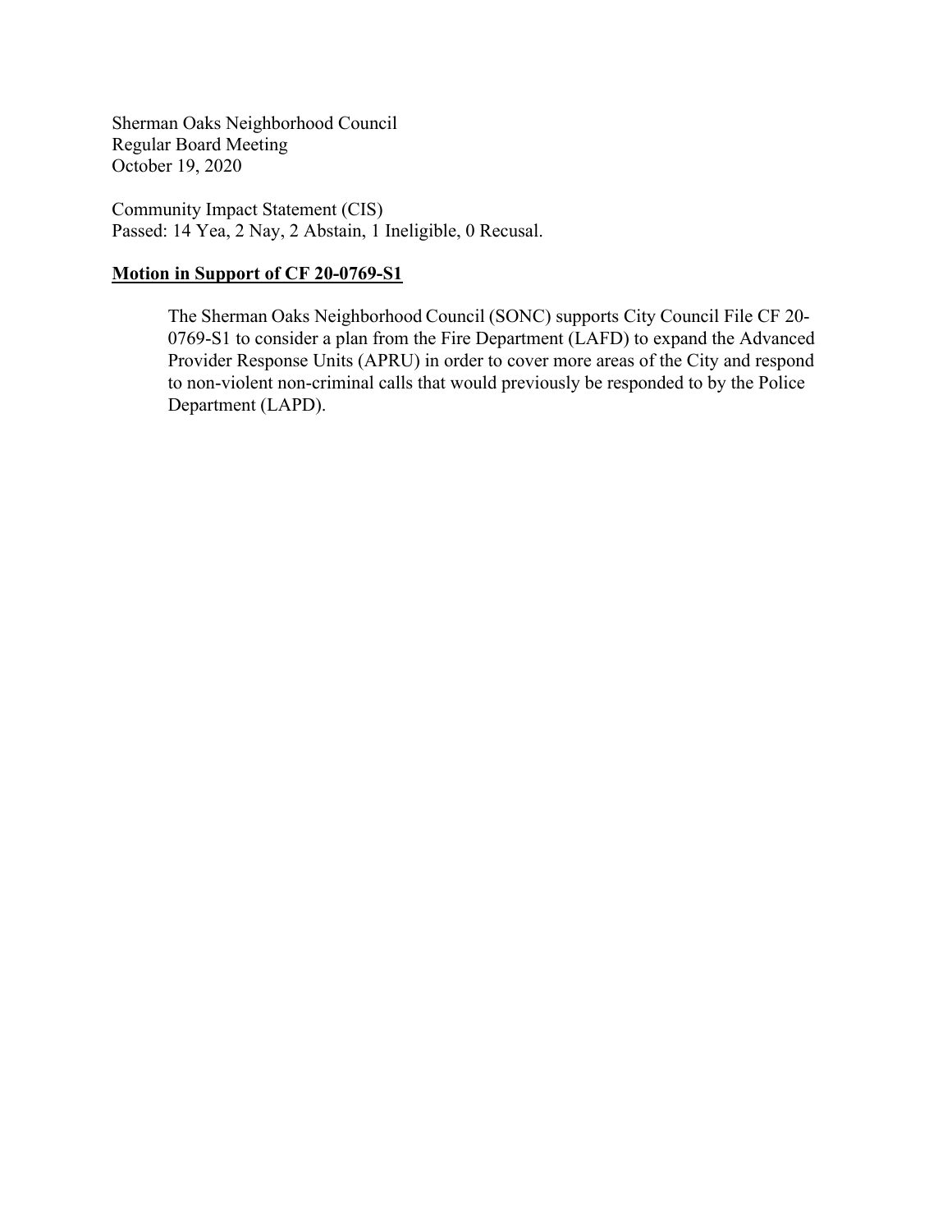Sherman Oaks Neighborhood Council
Regular Board Meeting
October 19, 2020

Community Impact Statement (CIS)
Passed: 14 Yea, 2 Nay, 2 Abstain, 1 Ineligible, 0 Recusal.

**Motion in Support of CF 20-0769-S1**

The Sherman Oaks Neighborhood Council (SONC) supports City Council File CF 20-0769-S1 to consider a plan from the Fire Department (LAFD) to expand the Advanced Provider Response Units (APRU) in order to cover more areas of the City and respond to non-violent non-criminal calls that would previously be responded to by the Police Department (LAPD).